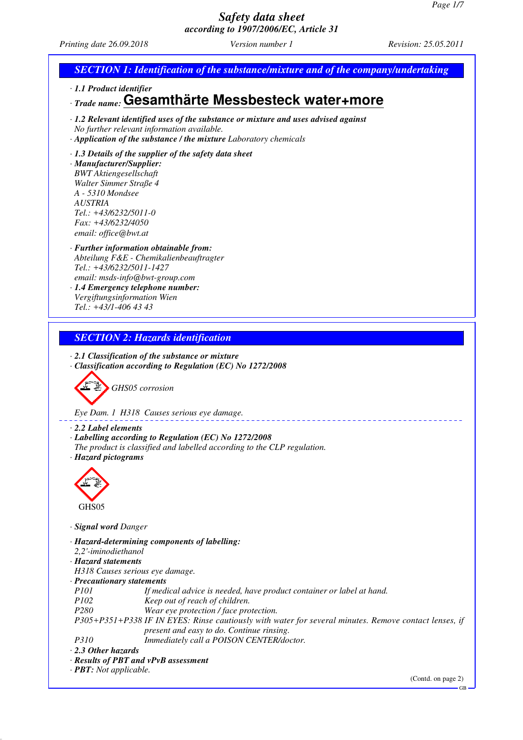# Safety data sheet
## according to 1907/2006/EC, Article 31

*Printing date 26.09.2018* *Version number 1* *Revision: 25.05.2011*

## SECTION 1: Identification of the substance/mixture and of the company/undertaking

· **1.1 Product identifier**

· *Trade name:* **Gesamthärte Messbesteck water+more**

· **1.2 Relevant identified uses of the substance or mixture and uses advised against**
No further relevant information available.

· **Application of the substance / the mixture** Laboratory chemicals

· **1.3 Details of the supplier of the safety data sheet**

· **Manufacturer/Supplier:**
BWT Aktiengesellschaft
Walter Simmer Straße 4
A - 5310 Mondsee
AUSTRIA
Tel.: +43/6232/5011-0
Fax: +43/6232/4050
email: office@bwt.at

· **Further information obtainable from:**
Abteilung F&E - Chemikalienbeauftragter
Tel.: +43/6232/5011-1427
email: msds-info@bwt-group.com

· **1.4 Emergency telephone number:**
Vergiftungsinformation Wien
Tel.: +43/1-406 43 43

## SECTION 2: Hazards identification

· **2.1 Classification of the substance or mixture**

· **Classification according to Regulation (EC) No 1272/2008**

GHS05 corrosion

Eye Dam. 1 H318 Causes serious eye damage.

· **2.2 Label elements**

· **Labelling according to Regulation (EC) No 1272/2008**
The product is classified and labelled according to the CLP regulation.

· **Hazard pictograms**

GHS05

· **Signal word** Danger

· **Hazard-determining components of labelling:**
2,2'-iminodiethanol

· **Hazard statements**
H318 Causes serious eye damage.

· **Precautionary statements**

| | |
|---|---|
| P101 | If medical advice is needed, have product container or label at hand. |
| P102 | Keep out of reach of children. |
| P280 | Wear eye protection / face protection. |
| P305+P351+P338 | IF IN EYES: Rinse cautiously with water for several minutes. Remove contact lenses, if present and easy to do. Continue rinsing. |
| P310 | Immediately call a POISON CENTER/doctor. |

· **2.3 Other hazards**

· **Results of PBT and vPvB assessment**

· **PBT:** Not applicable.

(Contd. on page 2)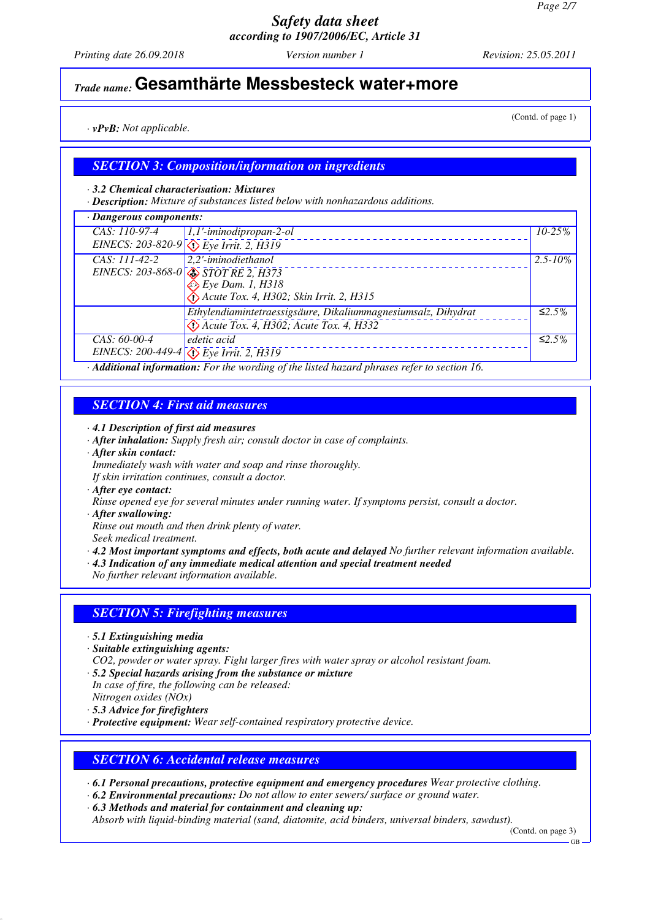## Trade name: Gesamthärte Messbesteck water+more

(Contd. of page 1)

· ***vPvB:*** *Not applicable.*

### SECTION 3: Composition/information on ingredients

· ***3.2 Chemical characterisation: Mixtures***
· ***Description:*** *Mixture of substances listed below with nonhazardous additions.*

| · ***Dangerous components:*** | | |
|---|---|---|
| CAS: 110-97-4<br>EINECS: 203-820-9 | 1,1'-iminodipropan-2-ol<br>Eye Irrit. 2, H319 | 10-25% |
| CAS: 111-42-2<br>EINECS: 203-868-0 | 2,2'-iminodiethanol<br>STOT RE 2, H373<br>Eye Dam. 1, H318<br>Acute Tox. 4, H302; Skin Irrit. 2, H315 | 2.5-10% |
| | Ethylendiamintetraessigsäure, Dikaliummagnesiumsalz, Dihydrat<br>Acute Tox. 4, H302; Acute Tox. 4, H332 | ≤2.5% |
| CAS: 60-00-4<br>EINECS: 200-449-4 | edetic acid<br>Eye Irrit. 2, H319 | ≤2.5% |

· ***Additional information:*** *For the wording of the listed hazard phrases refer to section 16.*

### SECTION 4: First aid measures

· ***4.1 Description of first aid measures***
· ***After inhalation:*** *Supply fresh air; consult doctor in case of complaints.*
· ***After skin contact:***
*Immediately wash with water and soap and rinse thoroughly.*
*If skin irritation continues, consult a doctor.*
· ***After eye contact:***
*Rinse opened eye for several minutes under running water. If symptoms persist, consult a doctor.*
· ***After swallowing:***
*Rinse out mouth and then drink plenty of water.*
*Seek medical treatment.*
· ***4.2 Most important symptoms and effects, both acute and delayed*** *No further relevant information available.*
· ***4.3 Indication of any immediate medical attention and special treatment needed***
*No further relevant information available.*

### SECTION 5: Firefighting measures

· ***5.1 Extinguishing media***
· ***Suitable extinguishing agents:***
*CO2, powder or water spray. Fight larger fires with water spray or alcohol resistant foam.*
· ***5.2 Special hazards arising from the substance or mixture***
*In case of fire, the following can be released:*
*Nitrogen oxides (NOx)*
· ***5.3 Advice for firefighters***
· ***Protective equipment:*** *Wear self-contained respiratory protective device.*

### SECTION 6: Accidental release measures

· ***6.1 Personal precautions, protective equipment and emergency procedures*** *Wear protective clothing.*
· ***6.2 Environmental precautions:*** *Do not allow to enter sewers/ surface or ground water.*
· ***6.3 Methods and material for containment and cleaning up:***
*Absorb with liquid-binding material (sand, diatomite, acid binders, universal binders, sawdust).*

(Contd. on page 3)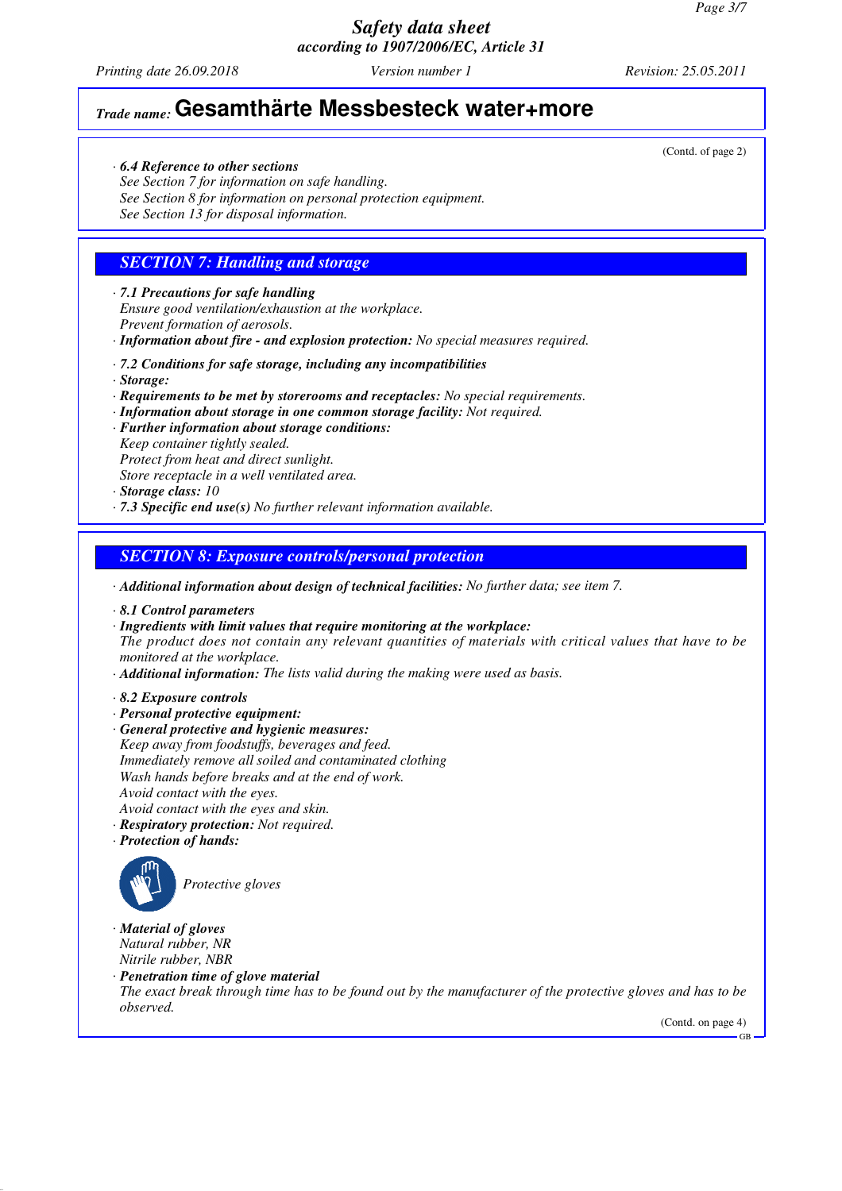## Trade name: Gesamthärte Messbesteck water+more

(Contd. of page 2)

· **6.4 Reference to other sections**
See Section 7 for information on safe handling.
See Section 8 for information on personal protection equipment.
See Section 13 for disposal information.

## SECTION 7: Handling and storage

· **7.1 Precautions for safe handling**
Ensure good ventilation/exhaustion at the workplace.
Prevent formation of aerosols.
· **Information about fire - and explosion protection:** No special measures required.

· **7.2 Conditions for safe storage, including any incompatibilities**
· **Storage:**
· **Requirements to be met by storerooms and receptacles:** No special requirements.
· **Information about storage in one common storage facility:** Not required.
· **Further information about storage conditions:**
Keep container tightly sealed.
Protect from heat and direct sunlight.
Store receptacle in a well ventilated area.
· **Storage class:** 10
· **7.3 Specific end use(s)** No further relevant information available.

## SECTION 8: Exposure controls/personal protection

· **Additional information about design of technical facilities:** No further data; see item 7.

· **8.1 Control parameters**
· **Ingredients with limit values that require monitoring at the workplace:**
The product does not contain any relevant quantities of materials with critical values that have to be monitored at the workplace.
· **Additional information:** The lists valid during the making were used as basis.

· **8.2 Exposure controls**
· **Personal protective equipment:**
· **General protective and hygienic measures:**
Keep away from foodstuffs, beverages and feed.
Immediately remove all soiled and contaminated clothing
Wash hands before breaks and at the end of work.
Avoid contact with the eyes.
Avoid contact with the eyes and skin.
· **Respiratory protection:** Not required.
· **Protection of hands:**

Protective gloves

· **Material of gloves**
Natural rubber, NR
Nitrile rubber, NBR
· **Penetration time of glove material**
The exact break through time has to be found out by the manufacturer of the protective gloves and has to be observed.

(Contd. on page 4)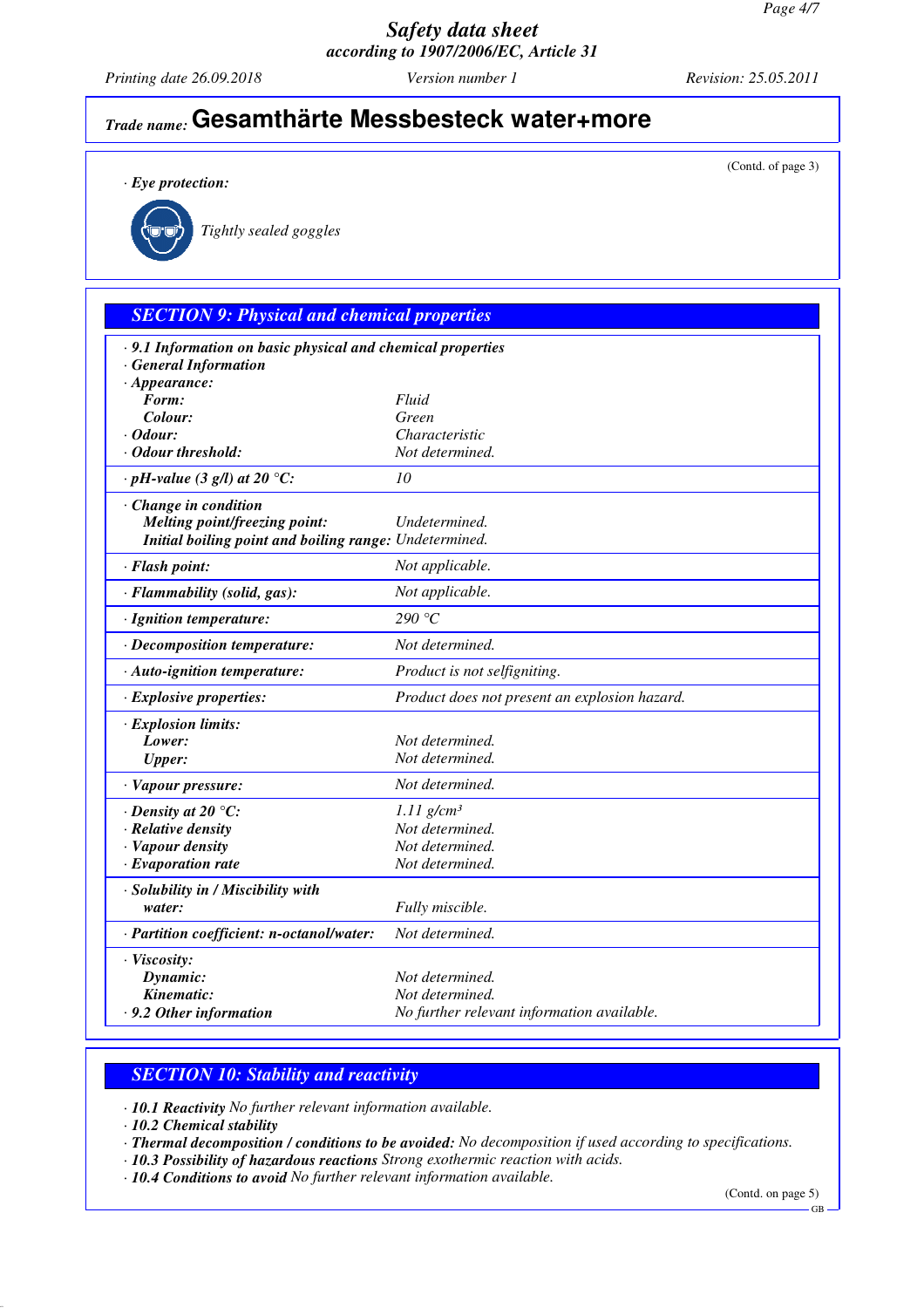**Trade name: Gesamthärte Messbesteck water+more**

(Contd. of page 3)

· **Eye protection:**

Tightly sealed goggles

## SECTION 9: Physical and chemical properties

· **9.1 Information on basic physical and chemical properties**
· **General Information**

| Property | Value |
|---|---|
| · **Appearance:** | |
| **Form:** | Fluid |
| **Colour:** | Green |
| · **Odour:** | Characteristic |
| · **Odour threshold:** | Not determined. |
| · **pH-value (3 g/l) at 20 °C:** | 10 |
| · **Change in condition** | |
| **Melting point/freezing point:** | Undetermined. |
| **Initial boiling point and boiling range:** | Undetermined. |
| · **Flash point:** | Not applicable. |
| · **Flammability (solid, gas):** | Not applicable. |
| · **Ignition temperature:** | 290 °C |
| · **Decomposition temperature:** | Not determined. |
| · **Auto-ignition temperature:** | Product is not selfigniting. |
| · **Explosive properties:** | Product does not present an explosion hazard. |
| · **Explosion limits:** | |
| **Lower:** | Not determined. |
| **Upper:** | Not determined. |
| · **Vapour pressure:** | Not determined. |
| · **Density at 20 °C:** | 1.11 g/cm³ |
| · **Relative density** | Not determined. |
| · **Vapour density** | Not determined. |
| · **Evaporation rate** | Not determined. |
| · **Solubility in / Miscibility with water:** | Fully miscible. |
| · **Partition coefficient: n-octanol/water:** | Not determined. |
| · **Viscosity:** | |
| **Dynamic:** | Not determined. |
| **Kinematic:** | Not determined. |
| · **9.2 Other information** | No further relevant information available. |

## SECTION 10: Stability and reactivity

· **10.1 Reactivity** No further relevant information available.
· **10.2 Chemical stability**
· **Thermal decomposition / conditions to be avoided:** No decomposition if used according to specifications.
· **10.3 Possibility of hazardous reactions** Strong exothermic reaction with acids.
· **10.4 Conditions to avoid** No further relevant information available.

(Contd. on page 5)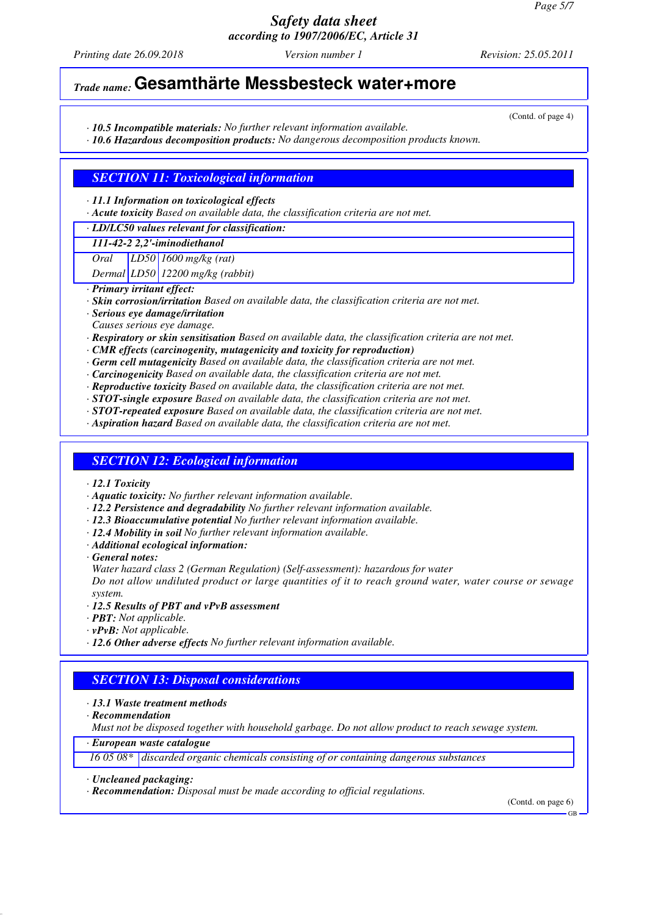# Trade name: Gesamthärte Messbesteck water+more

(Contd. of page 4)

· **10.5 Incompatible materials:** No further relevant information available.
· **10.6 Hazardous decomposition products:** No dangerous decomposition products known.

## SECTION 11: Toxicological information

· **11.1 Information on toxicological effects**
· **Acute toxicity** Based on available data, the classification criteria are not met.

· **LD/LC50 values relevant for classification:**

| **111-42-2 2,2'-iminodiethanol** | | |
|---|---|---|
| Oral | LD50 | 1600 mg/kg (rat) |
| Dermal | LD50 | 12200 mg/kg (rabbit) |

· **Primary irritant effect:**
· **Skin corrosion/irritation** Based on available data, the classification criteria are not met.
· **Serious eye damage/irritation**
Causes serious eye damage.
· **Respiratory or skin sensitisation** Based on available data, the classification criteria are not met.
· **CMR effects (carcinogenity, mutagenicity and toxicity for reproduction)**
· **Germ cell mutagenicity** Based on available data, the classification criteria are not met.
· **Carcinogenicity** Based on available data, the classification criteria are not met.
· **Reproductive toxicity** Based on available data, the classification criteria are not met.
· **STOT-single exposure** Based on available data, the classification criteria are not met.
· **STOT-repeated exposure** Based on available data, the classification criteria are not met.
· **Aspiration hazard** Based on available data, the classification criteria are not met.

## SECTION 12: Ecological information

· **12.1 Toxicity**
· **Aquatic toxicity:** No further relevant information available.
· **12.2 Persistence and degradability** No further relevant information available.
· **12.3 Bioaccumulative potential** No further relevant information available.
· **12.4 Mobility in soil** No further relevant information available.
· **Additional ecological information:**
· **General notes:**
Water hazard class 2 (German Regulation) (Self-assessment): hazardous for water
Do not allow undiluted product or large quantities of it to reach ground water, water course or sewage system.
· **12.5 Results of PBT and vPvB assessment**
· **PBT:** Not applicable.
· **vPvB:** Not applicable.
· **12.6 Other adverse effects** No further relevant information available.

## SECTION 13: Disposal considerations

· **13.1 Waste treatment methods**
· **Recommendation**
Must not be disposed together with household garbage. Do not allow product to reach sewage system.

| · **European waste catalogue** | |
|---|---|
| 16 05 08* | discarded organic chemicals consisting of or containing dangerous substances |

· **Uncleaned packaging:**
· **Recommendation:** Disposal must be made according to official regulations.

(Contd. on page 6)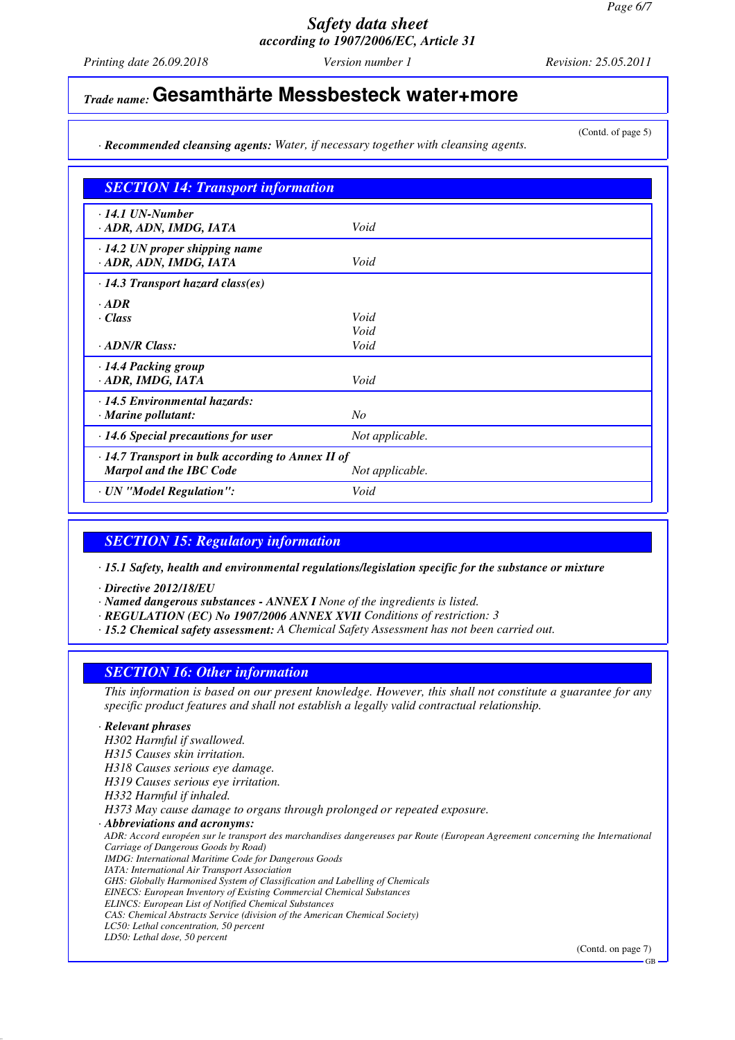(Contd. of page 5)

· **Recommended cleansing agents:** *Water, if necessary together with cleansing agents.*

## SECTION 14: Transport information

| | |
|---|---|
| · **14.1 UN-Number**<br>· **ADR, ADN, IMDG, IATA** | Void |
| · **14.2 UN proper shipping name**<br>· **ADR, ADN, IMDG, IATA** | Void |
| · **14.3 Transport hazard class(es)** | |
| · **ADR**<br>· **Class** | Void<br>Void |
| · **ADN/R Class:** | Void |
| · **14.4 Packing group**<br>· **ADR, IMDG, IATA** | Void |
| · **14.5 Environmental hazards:**<br>· **Marine pollutant:** | No |
| · **14.6 Special precautions for user** | Not applicable. |
| · **14.7 Transport in bulk according to Annex II of Marpol and the IBC Code** | Not applicable. |
| · **UN "Model Regulation":** | Void |

## SECTION 15: Regulatory information

· **15.1 Safety, health and environmental regulations/legislation specific for the substance or mixture**

· **Directive 2012/18/EU**
· **Named dangerous substances - ANNEX I** *None of the ingredients is listed.*
· **REGULATION (EC) No 1907/2006 ANNEX XVII** *Conditions of restriction: 3*
· **15.2 Chemical safety assessment:** *A Chemical Safety Assessment has not been carried out.*

## SECTION 16: Other information

*This information is based on our present knowledge. However, this shall not constitute a guarantee for any specific product features and shall not establish a legally valid contractual relationship.*

· **Relevant phrases**
H302 Harmful if swallowed.
H315 Causes skin irritation.
H318 Causes serious eye damage.
H319 Causes serious eye irritation.
H332 Harmful if inhaled.
H373 May cause damage to organs through prolonged or repeated exposure.

· **Abbreviations and acronyms:**
ADR: Accord européen sur le transport des marchandises dangereuses par Route (European Agreement concerning the International Carriage of Dangerous Goods by Road)
IMDG: International Maritime Code for Dangerous Goods
IATA: International Air Transport Association
GHS: Globally Harmonised System of Classification and Labelling of Chemicals
EINECS: European Inventory of Existing Commercial Chemical Substances
ELINCS: European List of Notified Chemical Substances
CAS: Chemical Abstracts Service (division of the American Chemical Society)
LC50: Lethal concentration, 50 percent
LD50: Lethal dose, 50 percent

(Contd. on page 7)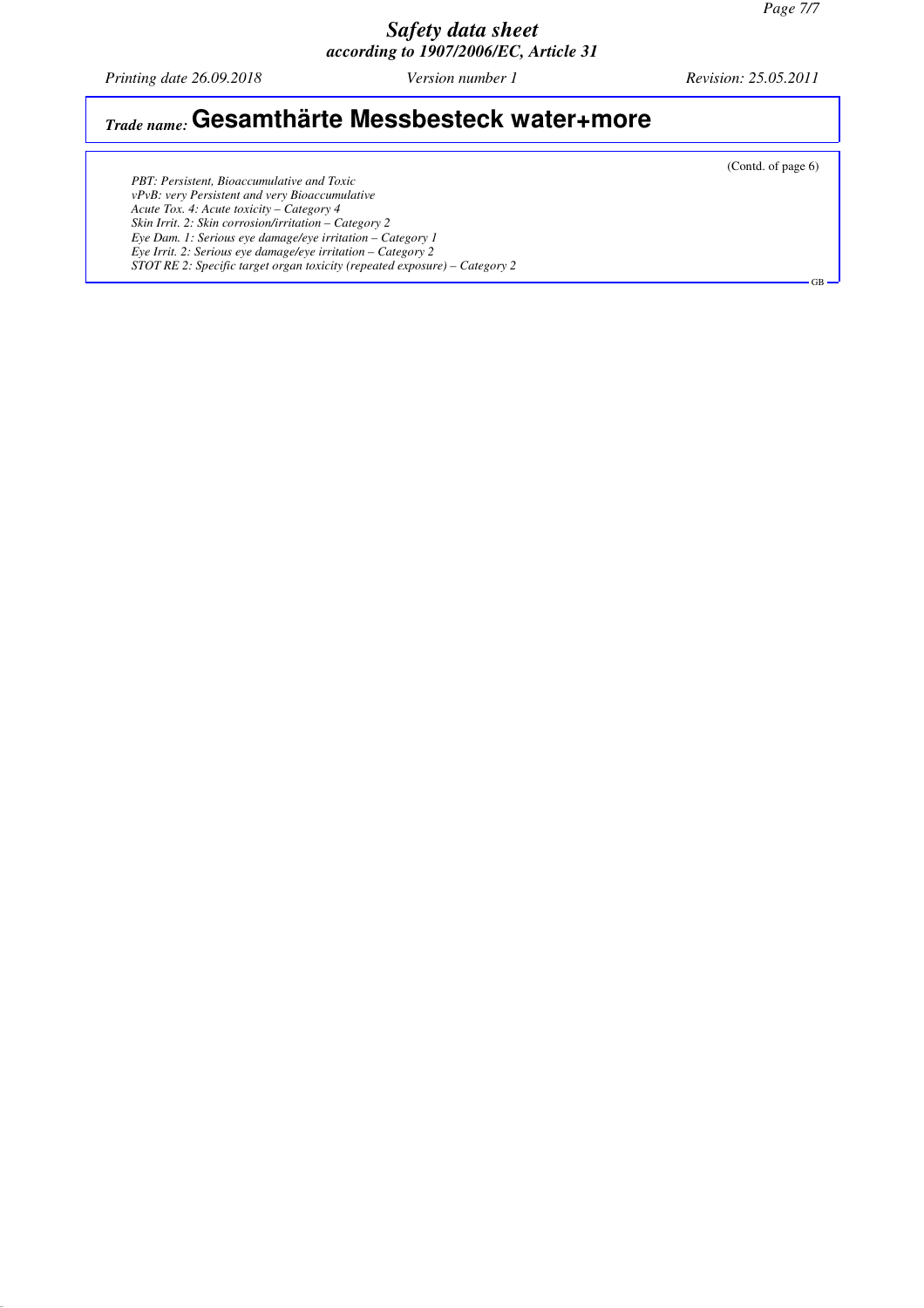(Contd. of page 6)

*PBT: Persistent, Bioaccumulative and Toxic*
*vPvB: very Persistent and very Bioaccumulative*
*Acute Tox. 4: Acute toxicity – Category 4*
*Skin Irrit. 2: Skin corrosion/irritation – Category 2*
*Eye Dam. 1: Serious eye damage/eye irritation – Category 1*
*Eye Irrit. 2: Serious eye damage/eye irritation – Category 2*
*STOT RE 2: Specific target organ toxicity (repeated exposure) – Category 2*